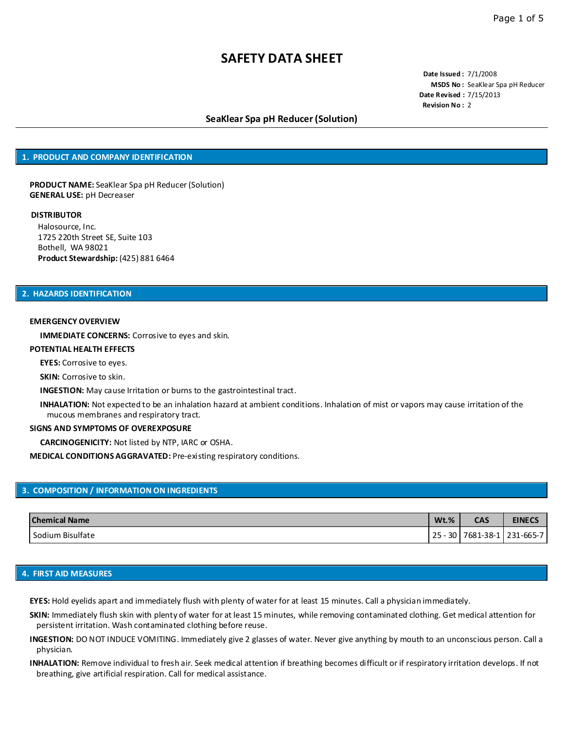# SAFETY DATA SHEET

**Date Issued :** 7/1/2008
**MSDS No :** SeaKlear Spa pH Reducer
**Date Revised :** 7/15/2013
**Revision No :** 2

**SeaKlear Spa pH Reducer (Solution)**

## 1. PRODUCT AND COMPANY IDENTIFICATION

**PRODUCT NAME:** SeaKlear Spa pH Reducer (Solution)
**GENERAL USE:** pH Decreaser

**DISTRIBUTOR**
Halosource, Inc.
1725 220th Street SE, Suite 103
Bothell, WA 98021
**Product Stewardship:** (425) 881 6464

## 2. HAZARDS IDENTIFICATION

**EMERGENCY OVERVIEW**

**IMMEDIATE CONCERNS:** Corrosive to eyes and skin.

**POTENTIAL HEALTH EFFECTS**

**EYES:** Corrosive to eyes.

**SKIN:** Corrosive to skin.

**INGESTION:** May cause Irritation or burns to the gastrointestinal tract.

**INHALATION:** Not expected to be an inhalation hazard at ambient conditions. Inhalation of mist or vapors may cause irritation of the mucous membranes and respiratory tract.

**SIGNS AND SYMPTOMS OF OVEREXPOSURE**

**CARCINOGENICITY:** Not listed by NTP, IARC or OSHA.

**MEDICAL CONDITIONS AGGRAVATED:** Pre-existing respiratory conditions.

## 3. COMPOSITION / INFORMATION ON INGREDIENTS

| Chemical Name | Wt.% | CAS | EINECS |
|---|---|---|---|
| Sodium Bisulfate | 25 - 30 | 7681-38-1 | 231-665-7 |

## 4. FIRST AID MEASURES

**EYES:** Hold eyelids apart and immediately flush with plenty of water for at least 15 minutes. Call a physician immediately.

**SKIN:** Immediately flush skin with plenty of water for at least 15 minutes, while removing contaminated clothing. Get medical attention for persistent irritation. Wash contaminated clothing before reuse.

**INGESTION:** DO NOT INDUCE VOMITING. Immediately give 2 glasses of water. Never give anything by mouth to an unconscious person. Call a physician.

**INHALATION:** Remove individual to fresh air. Seek medical attention if breathing becomes difficult or if respiratory irritation develops. If not breathing, give artificial respiration. Call for medical assistance.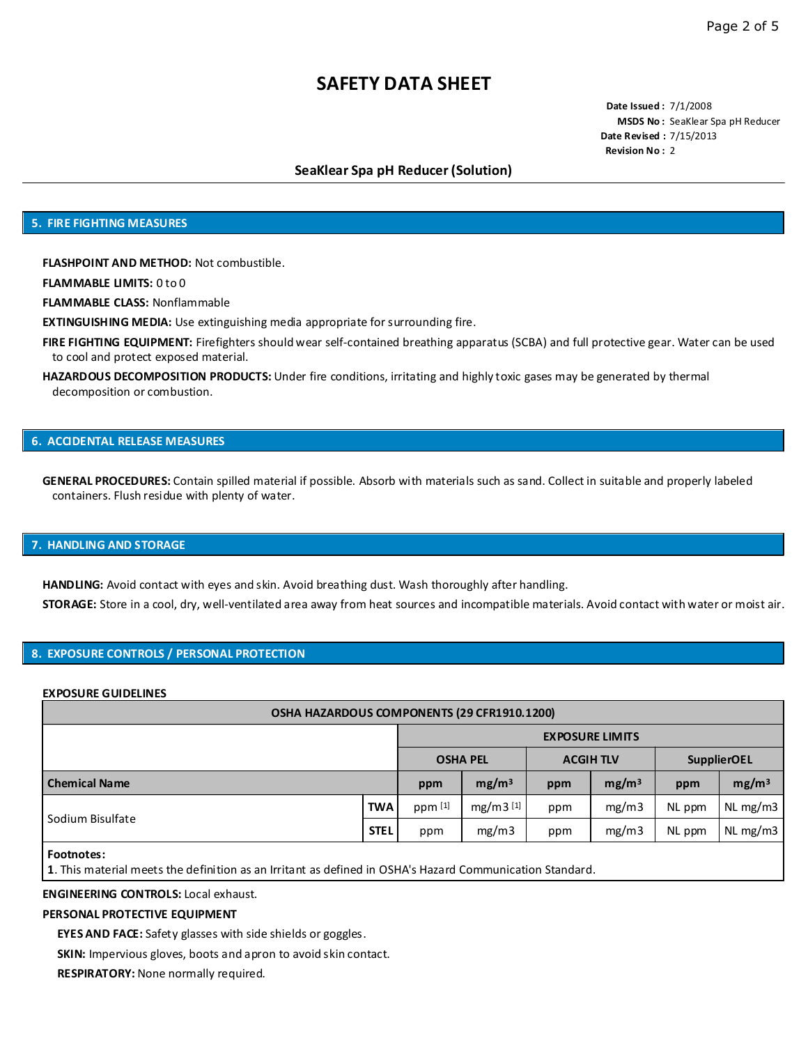# SAFETY DATA SHEET

**Date Issued :** 7/1/2008
**MSDS No :** SeaKlear Spa pH Reducer
**Date Revised :** 7/15/2013
**Revision No :** 2

## SeaKlear Spa pH Reducer (Solution)

## 5. FIRE FIGHTING MEASURES

**FLASHPOINT AND METHOD:** Not combustible.

**FLAMMABLE LIMITS:** 0 to 0

**FLAMMABLE CLASS:** Nonflammable

**EXTINGUISHING MEDIA:** Use extinguishing media appropriate for surrounding fire.

**FIRE FIGHTING EQUIPMENT:** Firefighters should wear self-contained breathing apparatus (SCBA) and full protective gear. Water can be used to cool and protect exposed material.

**HAZARDOUS DECOMPOSITION PRODUCTS:** Under fire conditions, irritating and highly toxic gases may be generated by thermal decomposition or combustion.

## 6. ACCIDENTAL RELEASE MEASURES

**GENERAL PROCEDURES:** Contain spilled material if possible. Absorb with materials such as sand. Collect in suitable and properly labeled containers. Flush residue with plenty of water.

## 7. HANDLING AND STORAGE

**HANDLING:** Avoid contact with eyes and skin. Avoid breathing dust. Wash thoroughly after handling.

**STORAGE:** Store in a cool, dry, well-ventilated area away from heat sources and incompatible materials. Avoid contact with water or moist air.

## 8. EXPOSURE CONTROLS / PERSONAL PROTECTION

**EXPOSURE GUIDELINES**

| OSHA HAZARDOUS COMPONENTS (29 CFR1910.1200) | | | | | | | |
|---|---|---|---|---|---|---|---|
| | | EXPOSURE LIMITS | | | | | |
| | | OSHA PEL | | ACGIH TLV | | SupplierOEL | |
| Chemical Name | | ppm | mg/m³ | ppm | mg/m³ | ppm | mg/m³ |
| Sodium Bisulfate | TWA | ppm [1] | mg/m3 [1] | ppm | mg/m3 | NL ppm | NL mg/m3 |
| | STEL | ppm | mg/m3 | ppm | mg/m3 | NL ppm | NL mg/m3 |

**Footnotes:**
**1**. This material meets the definition as an Irritant as defined in OSHA's Hazard Communication Standard.

**ENGINEERING CONTROLS:** Local exhaust.

**PERSONAL PROTECTIVE EQUIPMENT**

**EYES AND FACE:** Safety glasses with side shields or goggles.

**SKIN:** Impervious gloves, boots and apron to avoid skin contact.

**RESPIRATORY:** None normally required.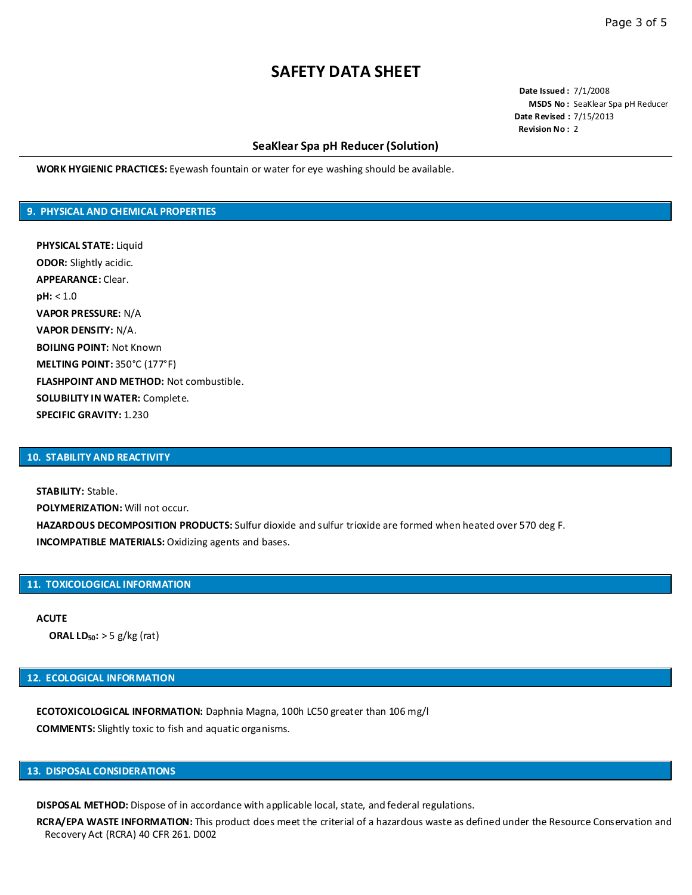# SAFETY DATA SHEET

**Date Issued :** 7/1/2008
**MSDS No :** SeaKlear Spa pH Reducer
**Date Revised :** 7/15/2013
**Revision No :** 2

### SeaKlear Spa pH Reducer (Solution)

**WORK HYGIENIC PRACTICES:** Eyewash fountain or water for eye washing should be available.

## 9. PHYSICAL AND CHEMICAL PROPERTIES

**PHYSICAL STATE:** Liquid
**ODOR:** Slightly acidic.
**APPEARANCE:** Clear.
**pH:** < 1.0
**VAPOR PRESSURE:** N/A
**VAPOR DENSITY:** N/A.
**BOILING POINT:** Not Known
**MELTING POINT:** 350°C (177°F)
**FLASHPOINT AND METHOD:** Not combustible.
**SOLUBILITY IN WATER:** Complete.
**SPECIFIC GRAVITY:** 1.230

## 10. STABILITY AND REACTIVITY

**STABILITY:** Stable.
**POLYMERIZATION:** Will not occur.
**HAZARDOUS DECOMPOSITION PRODUCTS:** Sulfur dioxide and sulfur trioxide are formed when heated over 570 deg F.
**INCOMPATIBLE MATERIALS:** Oxidizing agents and bases.

## 11. TOXICOLOGICAL INFORMATION

**ACUTE**

**ORAL $LD_{50}$:** > 5 g/kg (rat)

## 12. ECOLOGICAL INFORMATION

**ECOTOXICOLOGICAL INFORMATION:** Daphnia Magna, 100h LC50 greater than 106 mg/l
**COMMENTS:** Slightly toxic to fish and aquatic organisms.

## 13. DISPOSAL CONSIDERATIONS

**DISPOSAL METHOD:** Dispose of in accordance with applicable local, state, and federal regulations.
**RCRA/EPA WASTE INFORMATION:** This product does meet the criterial of a hazardous waste as defined under the Resource Conservation and Recovery Act (RCRA) 40 CFR 261. D002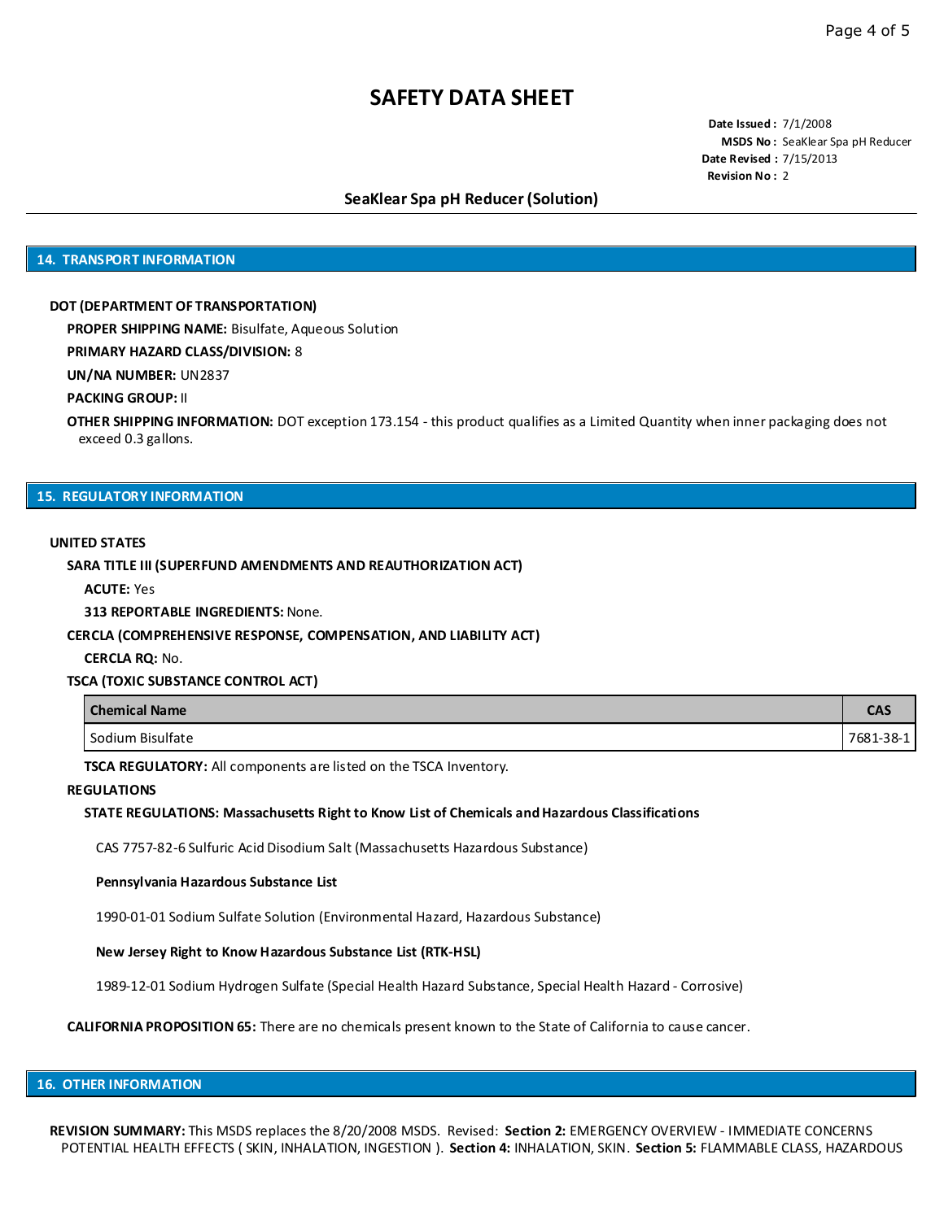# SAFETY DATA SHEET

**Date Issued :** 7/1/2008
**MSDS No :** SeaKlear Spa pH Reducer
**Date Revised :** 7/15/2013
**Revision No :** 2

**SeaKlear Spa pH Reducer (Solution)**

## 14. TRANSPORT INFORMATION

**DOT (DEPARTMENT OF TRANSPORTATION)**

**PROPER SHIPPING NAME:** Bisulfate, Aqueous Solution

**PRIMARY HAZARD CLASS/DIVISION:** 8

**UN/NA NUMBER:** UN2837

**PACKING GROUP:** II

**OTHER SHIPPING INFORMATION:** DOT exception 173.154 - this product qualifies as a Limited Quantity when inner packaging does not exceed 0.3 gallons.

## 15. REGULATORY INFORMATION

**UNITED STATES**

**SARA TITLE III (SUPERFUND AMENDMENTS AND REAUTHORIZATION ACT)**

**ACUTE:** Yes

**313 REPORTABLE INGREDIENTS:** None.

**CERCLA (COMPREHENSIVE RESPONSE, COMPENSATION, AND LIABILITY ACT)**

**CERCLA RQ:** No.

**TSCA (TOXIC SUBSTANCE CONTROL ACT)**

| Chemical Name | CAS |
| --- | --- |
| Sodium Bisulfate | 7681-38-1 |

**TSCA REGULATORY:** All components are listed on the TSCA Inventory.

**REGULATIONS**

**STATE REGULATIONS: Massachusetts Right to Know List of Chemicals and Hazardous Classifications**

CAS 7757-82-6 Sulfuric Acid Disodium Salt (Massachusetts Hazardous Substance)

**Pennsylvania Hazardous Substance List**

1990-01-01 Sodium Sulfate Solution (Environmental Hazard, Hazardous Substance)

**New Jersey Right to Know Hazardous Substance List (RTK-HSL)**

1989-12-01 Sodium Hydrogen Sulfate (Special Health Hazard Substance, Special Health Hazard - Corrosive)

**CALIFORNIA PROPOSITION 65:** There are no chemicals present known to the State of California to cause cancer.

## 16. OTHER INFORMATION

**REVISION SUMMARY:** This MSDS replaces the 8/20/2008 MSDS. Revised: **Section 2:** EMERGENCY OVERVIEW - IMMEDIATE CONCERNS POTENTIAL HEALTH EFFECTS ( SKIN, INHALATION, INGESTION ). **Section 4:** INHALATION, SKIN. **Section 5:** FLAMMABLE CLASS, HAZARDOUS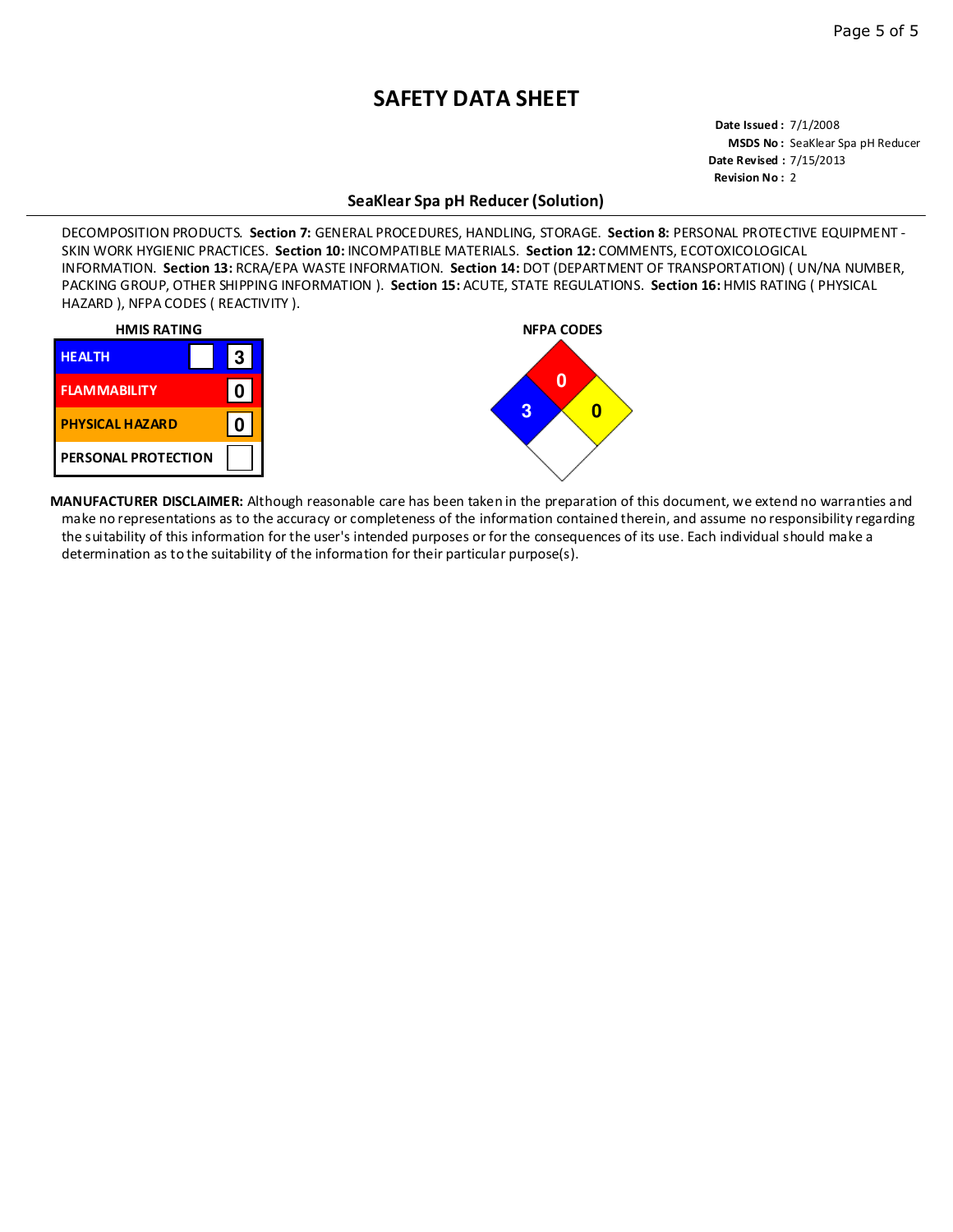# SAFETY DATA SHEET

**Date Issued :** 7/1/2008
**MSDS No :** SeaKlear Spa pH Reducer
**Date Revised :** 7/15/2013
**Revision No :** 2

## SeaKlear Spa pH Reducer (Solution)

DECOMPOSITION PRODUCTS. **Section 7:** GENERAL PROCEDURES, HANDLING, STORAGE. **Section 8:** PERSONAL PROTECTIVE EQUIPMENT - SKIN WORK HYGIENIC PRACTICES. **Section 10:** INCOMPATIBLE MATERIALS. **Section 12:** COMMENTS, ECOTOXICOLOGICAL INFORMATION. **Section 13:** RCRA/EPA WASTE INFORMATION. **Section 14:** DOT (DEPARTMENT OF TRANSPORTATION) ( UN/NA NUMBER, PACKING GROUP, OTHER SHIPPING INFORMATION ). **Section 15:** ACUTE, STATE REGULATIONS. **Section 16:** HMIS RATING ( PHYSICAL HAZARD ), NFPA CODES ( REACTIVITY ).

**HMIS RATING**

| | |
|---|---|
| HEALTH | 3 |
| FLAMMABILITY | 0 |
| PHYSICAL HAZARD | 0 |
| PERSONAL PROTECTION | |

**NFPA CODES**

0

3

0

**MANUFACTURER DISCLAIMER:** Although reasonable care has been taken in the preparation of this document, we extend no warranties and make no representations as to the accuracy or completeness of the information contained therein, and assume no responsibility regarding the suitability of this information for the user's intended purposes or for the consequences of its use. Each individual should make a determination as to the suitability of the information for their particular purpose(s).